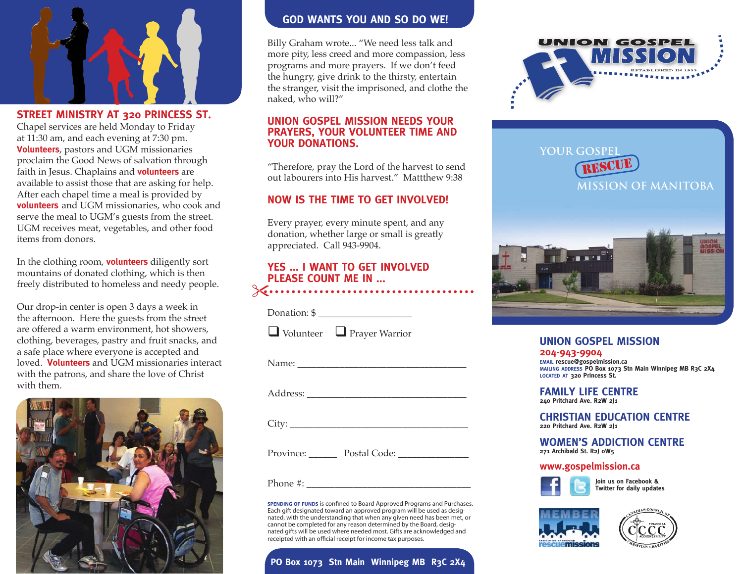## STREET MINISTRY AT 320 PRINCESS ST.

Chapel services are held Monday to Friday at 11:30 am, and each evening at 7:30 pm. **Volunteers**, pastors and UGM missionaries proclaim the Good News of salvation through faith in Jesus. Chaplains and **volunteers** are available to assist those that are asking for help. After each chapel time a meal is provided by **volunteers** and UGM missionaries, who cook and serve the meal to UGM's guests from the street. UGM receives meat, vegetables, and other food items from donors.

In the clothing room, **volunteers** diligently sort mountains of donated clothing, which is then freely distributed to homeless and needy people.

Our drop-in center is open 3 days a week in the afternoon. Here the guests from the street are offered a warm environment, hot showers, clothing, beverages, pastry and fruit snacks, and a safe place where everyone is accepted and loved. **Volunteers** and UGM missionaries interact with the patrons, and share the love of Christ with them.

## GOD WANTS YOU AND SO DO WE!

Billy Graham wrote... "We need less talk and more pity, less creed and more compassion, less programs and more prayers. If we don't feed the hungry, give drink to the thirsty, entertain the stranger, visit the imprisoned, and clothe the naked, who will?"

## UNION GOSPEL MISSION NEEDS YOUR PRAYERS, YOUR VOLUNTEER TIME AND YOUR DONATIONS.

"Therefore, pray the Lord of the harvest to send out labourers into His harvest." Mattthew 9:38

## NOW IS THE TIME TO GET INVOLVED!

Every prayer, every minute spent, and any donation, whether large or small is greatly appreciated. Call 943-9904.

## YES ... I WANT TO GET INVOLVED PLEASE COUNT ME IN ...

Donation: $ ___________________

❑ Volunteer ❑ Prayer Warrior

Name: ___________________________________

Address: _________________________________

City: _____________________________________

Province: ______ Postal Code: ______________

Phone #: _________________________________

**SPENDING OF FUNDS** is confined to Board Approved Programs and Purchases. Each gift designated toward an approved program will be used as designated, with the understanding that when any given need has been met, or cannot be completed for any reason determined by the Board, designated gifts will be used where needed most. Gifts are acknowledged and receipted with an official receipt for income tax purposes.

**PO Box 1073 Stn Main Winnipeg MB R3C 2X4**

# UNION GOSPEL MISSION

ESTABLISHED IN 1933

YOUR GOSPEL RESCUE MISSION OF MANITOBA

## UNION GOSPEL MISSION

**204-943-9904**

EMAIL rescue@gospelmission.ca
MAILING ADDRESS PO Box 1073 Stn Main Winnipeg MB R3C 2X4
LOCATED AT 320 Princess St.

## FAMILY LIFE CENTRE

240 Pritchard Ave. R2W 2J1

## CHRISTIAN EDUCATION CENTRE

220 Pritchard Ave. R2W 2J1

## WOMEN'S ADDICTION CENTRE

271 Archibald St. R2J 0W5

**www.gospelmission.ca**

Join us on Facebook & Twitter for daily updates

MEMBER Association of Gospel Rescue Missions

Canadian Council of Christian Charities — Financial Accountability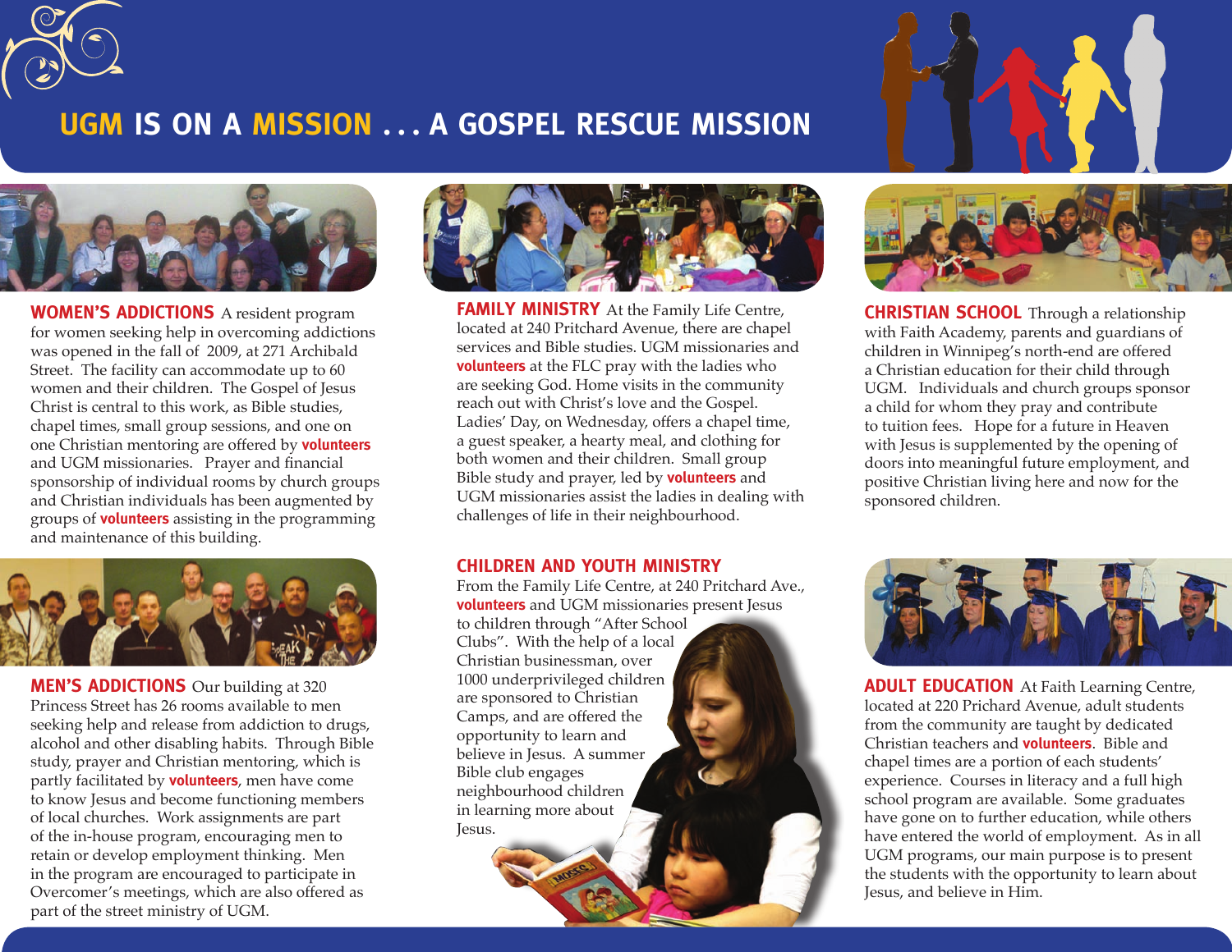# UGM IS ON A MISSION . . . A GOSPEL RESCUE MISSION

**WOMEN'S ADDICTIONS** A resident program for women seeking help in overcoming addictions was opened in the fall of 2009, at 271 Archibald Street. The facility can accommodate up to 60 women and their children. The Gospel of Jesus Christ is central to this work, as Bible studies, chapel times, small group sessions, and one on one Christian mentoring are offered by **volunteers** and UGM missionaries. Prayer and financial sponsorship of individual rooms by church groups and Christian individuals has been augmented by groups of **volunteers** assisting in the programming and maintenance of this building.

**MEN'S ADDICTIONS** Our building at 320 Princess Street has 26 rooms available to men seeking help and release from addiction to drugs, alcohol and other disabling habits. Through Bible study, prayer and Christian mentoring, which is partly facilitated by **volunteers**, men have come to know Jesus and become functioning members of local churches. Work assignments are part of the in-house program, encouraging men to retain or develop employment thinking. Men in the program are encouraged to participate in Overcomer's meetings, which are also offered as part of the street ministry of UGM.

**FAMILY MINISTRY** At the Family Life Centre, located at 240 Pritchard Avenue, there are chapel services and Bible studies. UGM missionaries and **volunteers** at the FLC pray with the ladies who are seeking God. Home visits in the community reach out with Christ's love and the Gospel. Ladies' Day, on Wednesday, offers a chapel time, a guest speaker, a hearty meal, and clothing for both women and their children. Small group Bible study and prayer, led by **volunteers** and UGM missionaries assist the ladies in dealing with challenges of life in their neighbourhood.

**CHILDREN AND YOUTH MINISTRY**
From the Family Life Centre, at 240 Pritchard Ave., **volunteers** and UGM missionaries present Jesus to children through "After School Clubs". With the help of a local Christian businessman, over 1000 underprivileged children are sponsored to Christian Camps, and are offered the opportunity to learn and believe in Jesus. A summer Bible club engages neighbourhood children in learning more about Jesus.

**CHRISTIAN SCHOOL** Through a relationship with Faith Academy, parents and guardians of children in Winnipeg's north-end are offered a Christian education for their child through UGM. Individuals and church groups sponsor a child for whom they pray and contribute to tuition fees. Hope for a future in Heaven with Jesus is supplemented by the opening of doors into meaningful future employment, and positive Christian living here and now for the sponsored children.

**ADULT EDUCATION** At Faith Learning Centre, located at 220 Prichard Avenue, adult students from the community are taught by dedicated Christian teachers and **volunteers**. Bible and chapel times are a portion of each students' experience. Courses in literacy and a full high school program are available. Some graduates have gone on to further education, while others have entered the world of employment. As in all UGM programs, our main purpose is to present the students with the opportunity to learn about Jesus, and believe in Him.